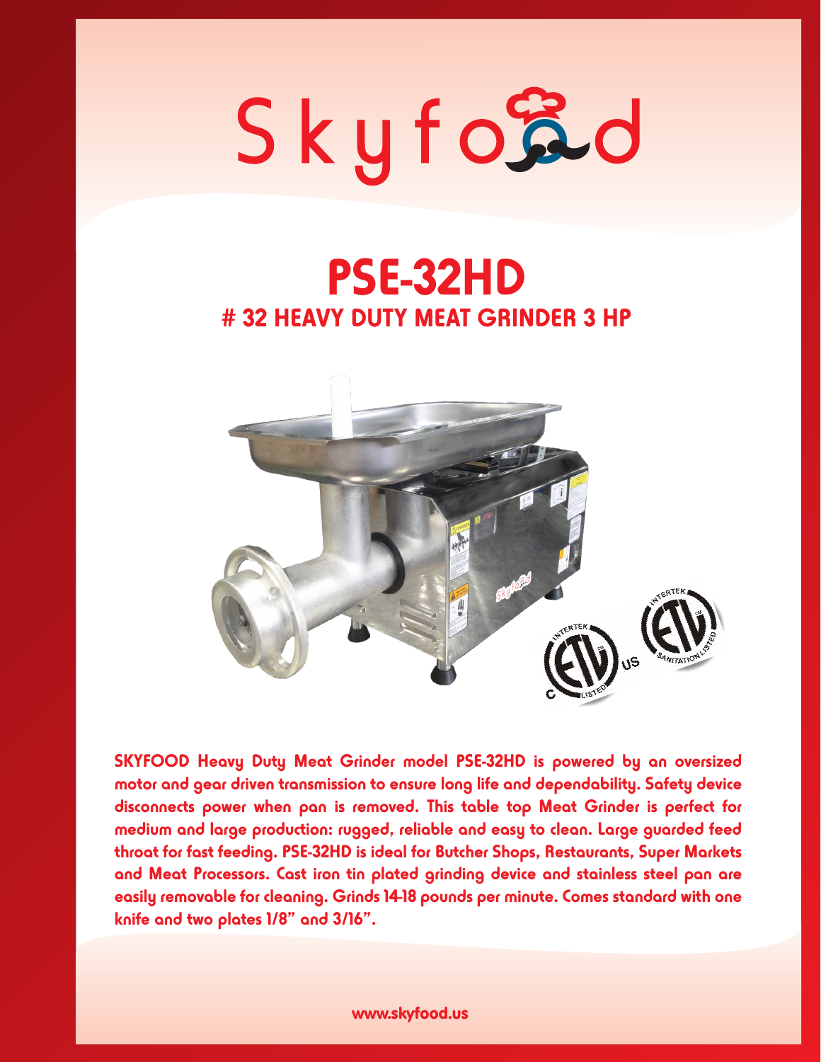# Skyfood

# PSE-32HD

## # 32 HEAVY DUTY MEAT GRINDER 3 HP

**SKYFOOD Heavy Duty Meat Grinder model PSE-32HD is powered by an oversized motor and gear driven transmission to ensure long life and dependability. Safety device disconnects power when pan is removed. This table top Meat Grinder is perfect for medium and large production: rugged, reliable and easy to clean. Large guarded feed throat for fast feeding. PSE-32HD is ideal for Butcher Shops, Restaurants, Super Markets and Meat Processors. Cast iron tin plated grinding device and stainless steel pan are easily removable for cleaning. Grinds 14-18 pounds per minute. Comes standard with one knife and two plates 1/8" and 3/16".**

www.skyfood.us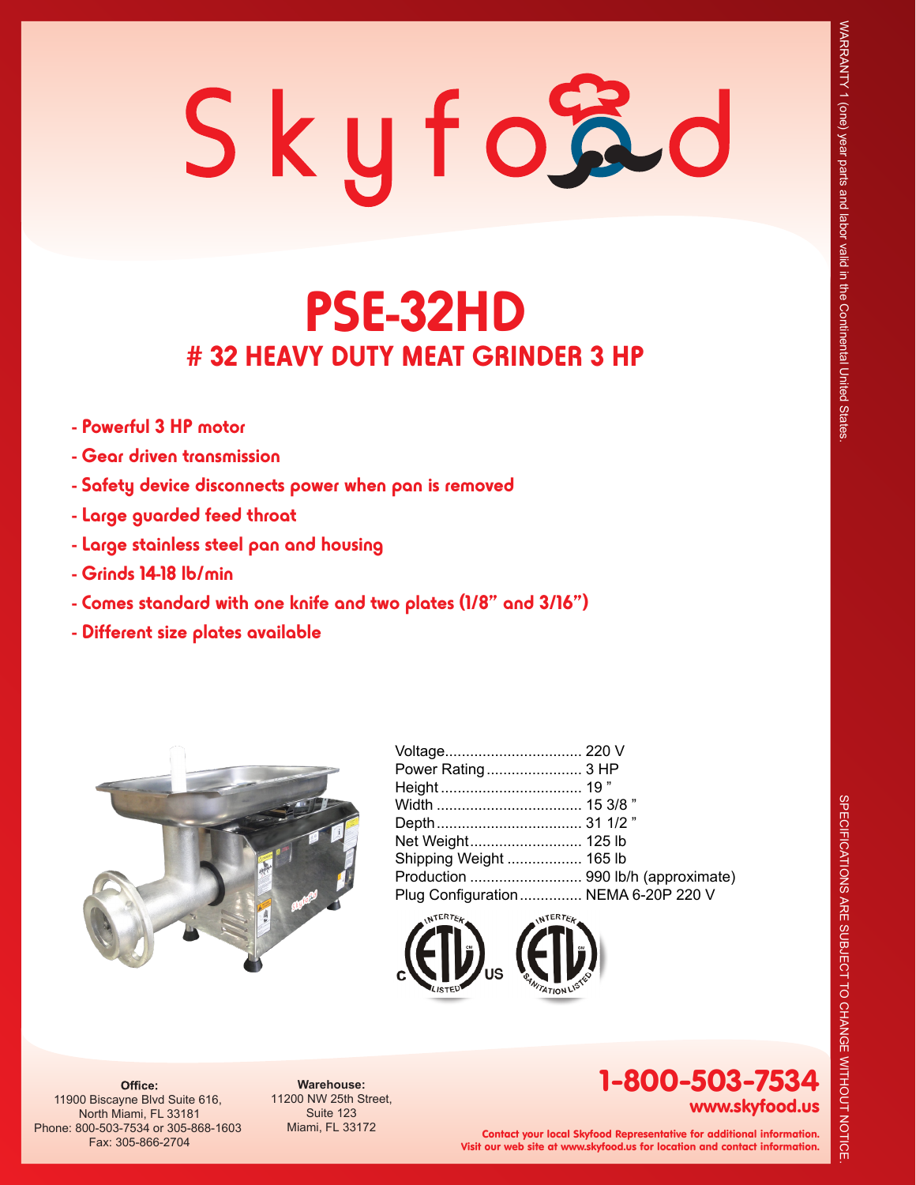# Skyfood

## PSE-32HD

### # 32 HEAVY DUTY MEAT GRINDER 3 HP

- Powerful 3 HP motor
- Gear driven transmission
- Safety device disconnects power when pan is removed
- Large guarded feed throat
- Large stainless steel pan and housing
- Grinds 14-18 lb/min
- Comes standard with one knife and two plates (1/8" and 3/16")
- Different size plates available

| | |
|---|---|
| Voltage | 220 V |
| Power Rating | 3 HP |
| Height | 19 " |
| Width | 15 3/8 " |
| Depth | 31 1/2 " |
| Net Weight | 125 lb |
| Shipping Weight | 165 lb |
| Production | 990 lb/h (approximate) |
| Plug Configuration | NEMA 6-20P 220 V |

C ETL US LISTED — INTERTEK

ETL SANITATION LISTED — INTERTEK

WARRANTY 1 (one) year parts and labor valid in the Continental United States.

SPECIFICATIONS ARE SUBJECT TO CHANGE WITHOUT NOTICE.

**Office:**
11900 Biscayne Blvd Suite 616,
North Miami, FL 33181
Phone: 800-503-7534 or 305-868-1603
Fax: 305-866-2704

**Warehouse:**
11200 NW 25th Street,
Suite 123
Miami, FL 33172

**1-800-503-7534**
**www.skyfood.us**

**Contact your local Skyfood Representative for additional information.
Visit our web site at www.skyfood.us for location and contact information.**